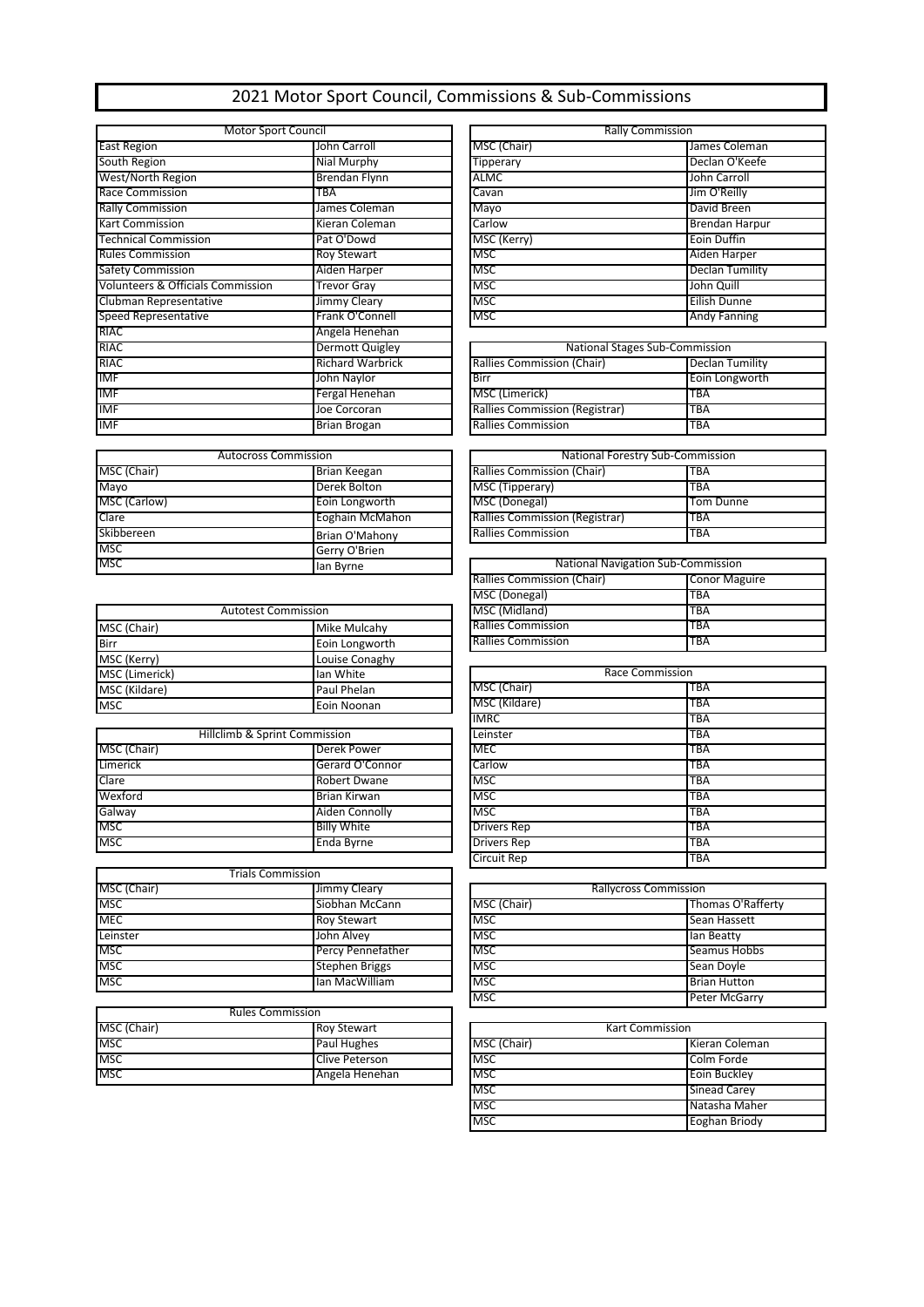# 2021 Motor Sport Council, Commissions & Sub-Commissions

| Motor Sport Council | |
|---|---|
| East Region | John Carroll |
| South Region | Nial Murphy |
| West/North Region | Brendan Flynn |
| Race Commission | TBA |
| Rally Commission | James Coleman |
| Kart Commission | Kieran Coleman |
| Technical Commission | Pat O'Dowd |
| Rules Commission | Roy Stewart |
| Safety Commission | Aiden Harper |
| Volunteers & Officials Commission | Trevor Gray |
| Clubman Representative | Jimmy Cleary |
| Speed Representative | Frank O'Connell |
| RIAC | Angela Henehan |
| RIAC | Dermott Quigley |
| RIAC | Richard Warbrick |
| IMF | John Naylor |
| IMF | Fergal Henehan |
| IMF | Joe Corcoran |
| IMF | Brian Brogan |

| Autocross Commission | |
|---|---|
| MSC (Chair) | Brian Keegan |
| Mayo | Derek Bolton |
| MSC (Carlow) | Eoin Longworth |
| Clare | Eoghain McMahon |
| Skibbereen | Brian O'Mahony |
| MSC | Gerry O'Brien |
| MSC | Ian Byrne |

| Autotest Commission | |
|---|---|
| MSC (Chair) | Mike Mulcahy |
| Birr | Eoin Longworth |
| MSC (Kerry) | Louise Conaghy |
| MSC (Limerick) | Ian White |
| MSC (Kildare) | Paul Phelan |
| MSC | Eoin Noonan |

| Hillclimb & Sprint Commission | |
|---|---|
| MSC (Chair) | Derek Power |
| Limerick | Gerard O'Connor |
| Clare | Robert Dwane |
| Wexford | Brian Kirwan |
| Galway | Aiden Connolly |
| MSC | Billy White |
| MSC | Enda Byrne |

| Trials Commission | |
|---|---|
| MSC (Chair) | Jimmy Cleary |
| MSC | Siobhan McCann |
| MEC | Roy Stewart |
| Leinster | John Alvey |
| MSC | Percy Pennefather |
| MSC | Stephen Briggs |
| MSC | Ian MacWilliam |

| Rules Commission | |
|---|---|
| MSC (Chair) | Roy Stewart |
| MSC | Paul Hughes |
| MSC | Clive Peterson |
| MSC | Angela Henehan |

| Rally Commission | |
|---|---|
| MSC (Chair) | James Coleman |
| Tipperary | Declan O'Keefe |
| ALMC | John Carroll |
| Cavan | Jim O'Reilly |
| Mayo | David Breen |
| Carlow | Brendan Harpur |
| MSC (Kerry) | Eoin Duffin |
| MSC | Aiden Harper |
| MSC | Declan Tumility |
| MSC | John Quill |
| MSC | Eilish Dunne |
| MSC | Andy Fanning |

| National Stages Sub-Commission | |
|---|---|
| Rallies Commission (Chair) | Declan Tumility |
| Birr | Eoin Longworth |
| MSC (Limerick) | TBA |
| Rallies Commission (Registrar) | TBA |
| Rallies Commission | TBA |

| National Forestry Sub-Commission | |
|---|---|
| Rallies Commission (Chair) | TBA |
| MSC (Tipperary) | TBA |
| MSC (Donegal) | Tom Dunne |
| Rallies Commission (Registrar) | TBA |
| Rallies Commission | TBA |

| National Navigation Sub-Commission | |
|---|---|
| Rallies Commission (Chair) | Conor Maguire |
| MSC (Donegal) | TBA |
| MSC (Midland) | TBA |
| Rallies Commission | TBA |
| Rallies Commission | TBA |

| Race Commission | |
|---|---|
| MSC (Chair) | TBA |
| MSC (Kildare) | TBA |
| IMRC | TBA |
| Leinster | TBA |
| MEC | TBA |
| Carlow | TBA |
| MSC | TBA |
| MSC | TBA |
| MSC | TBA |
| Drivers Rep | TBA |
| Drivers Rep | TBA |
| Circuit Rep | TBA |

| Rallycross Commission | |
|---|---|
| MSC (Chair) | Thomas O'Rafferty |
| MSC | Sean Hassett |
| MSC | Ian Beatty |
| MSC | Seamus Hobbs |
| MSC | Sean Doyle |
| MSC | Brian Hutton |
| MSC | Peter McGarry |

| Kart Commission | |
|---|---|
| MSC (Chair) | Kieran Coleman |
| MSC | Colm Forde |
| MSC | Eoin Buckley |
| MSC | Sinead Carey |
| MSC | Natasha Maher |
| MSC | Eoghan Briody |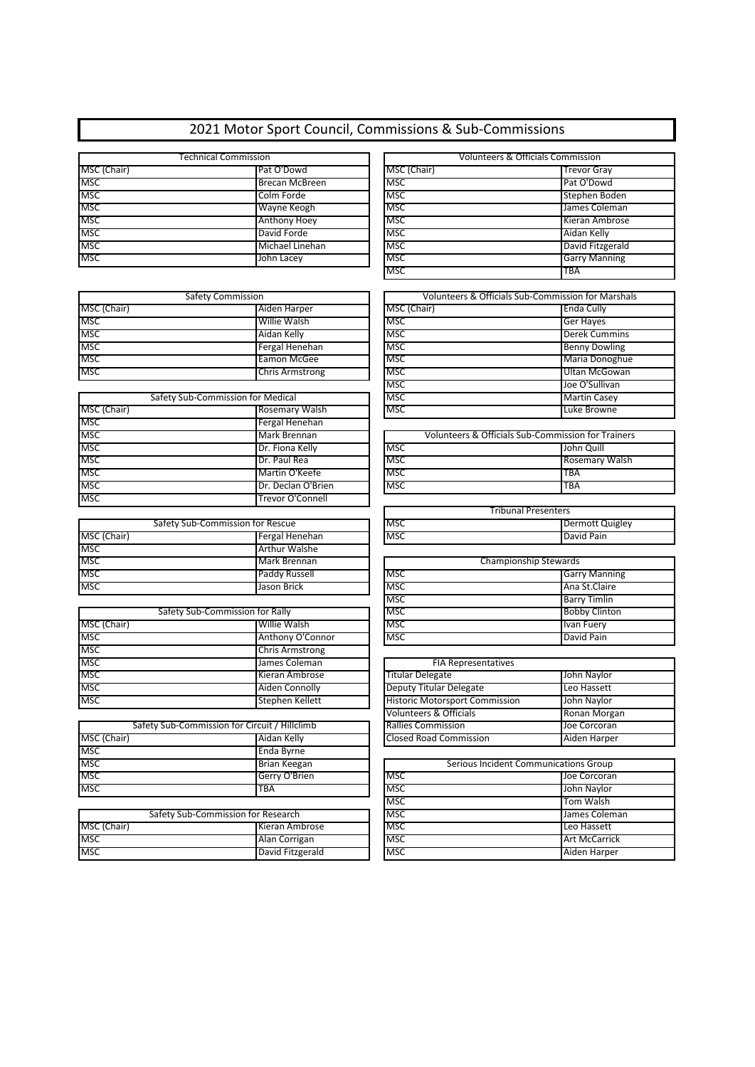# 2021 Motor Sport Council, Commissions & Sub-Commissions

| Technical Commission | |
|---|---|
| MSC (Chair) | Pat O'Dowd |
| MSC | Brecan McBreen |
| MSC | Colm Forde |
| MSC | Wayne Keogh |
| MSC | Anthony Hoey |
| MSC | David Forde |
| MSC | Michael Linehan |
| MSC | John Lacey |

| Safety Commission | |
|---|---|
| MSC (Chair) | Aiden Harper |
| MSC | Willie Walsh |
| MSC | Aidan Kelly |
| MSC | Fergal Henehan |
| MSC | Eamon McGee |
| MSC | Chris Armstrong |

| Safety Sub-Commission for Medical | |
|---|---|
| MSC (Chair) | Rosemary Walsh |
| MSC | Fergal Henehan |
| MSC | Mark Brennan |
| MSC | Dr. Fiona Kelly |
| MSC | Dr. Paul Rea |
| MSC | Martin O'Keefe |
| MSC | Dr. Declan O'Brien |
| MSC | Trevor O'Connell |

| Safety Sub-Commission for Rescue | |
|---|---|
| MSC (Chair) | Fergal Henehan |
| MSC | Arthur Walshe |
| MSC | Mark Brennan |
| MSC | Paddy Russell |
| MSC | Jason Brick |

| Safety Sub-Commission for Rally | |
|---|---|
| MSC (Chair) | Willie Walsh |
| MSC | Anthony O'Connor |
| MSC | Chris Armstrong |
| MSC | James Coleman |
| MSC | Kieran Ambrose |
| MSC | Aiden Connolly |
| MSC | Stephen Kellett |

| Safety Sub-Commission for Circuit / Hillclimb | |
|---|---|
| MSC (Chair) | Aidan Kelly |
| MSC | Enda Byrne |
| MSC | Brian Keegan |
| MSC | Gerry O'Brien |
| MSC | TBA |

| Safety Sub-Commission for Research | |
|---|---|
| MSC (Chair) | Kieran Ambrose |
| MSC | Alan Corrigan |
| MSC | David Fitzgerald |

| Volunteers & Officials Commission | |
|---|---|
| MSC (Chair) | Trevor Gray |
| MSC | Pat O'Dowd |
| MSC | Stephen Boden |
| MSC | James Coleman |
| MSC | Kieran Ambrose |
| MSC | Aidan Kelly |
| MSC | David Fitzgerald |
| MSC | Garry Manning |
| MSC | TBA |

| Volunteers & Officials Sub-Commission for Marshals | |
|---|---|
| MSC (Chair) | Enda Cully |
| MSC | Ger Hayes |
| MSC | Derek Cummins |
| MSC | Benny Dowling |
| MSC | Maria Donoghue |
| MSC | Ultan McGowan |
| MSC | Joe O'Sullivan |
| MSC | Martin Casey |
| MSC | Luke Browne |

| Volunteers & Officials Sub-Commission for Trainers | |
|---|---|
| MSC | John Quill |
| MSC | Rosemary Walsh |
| MSC | TBA |
| MSC | TBA |

| Tribunal Presenters | |
|---|---|
| MSC | Dermott Quigley |
| MSC | David Pain |

| Championship Stewards | |
|---|---|
| MSC | Garry Manning |
| MSC | Ana St.Claire |
| MSC | Barry Timlin |
| MSC | Bobby Clinton |
| MSC | Ivan Fuery |
| MSC | David Pain |

| FIA Representatives | |
|---|---|
| Titular Delegate | John Naylor |
| Deputy Titular Delegate | Leo Hassett |
| Historic Motorsport Commission | John Naylor |
| Volunteers & Officials | Ronan Morgan |
| Rallies Commission | Joe Corcoran |
| Closed Road Commission | Aiden Harper |

| Serious Incident Communications Group | |
|---|---|
| MSC | Joe Corcoran |
| MSC | John Naylor |
| MSC | Tom Walsh |
| MSC | James Coleman |
| MSC | Leo Hassett |
| MSC | Art McCarrick |
| MSC | Aiden Harper |